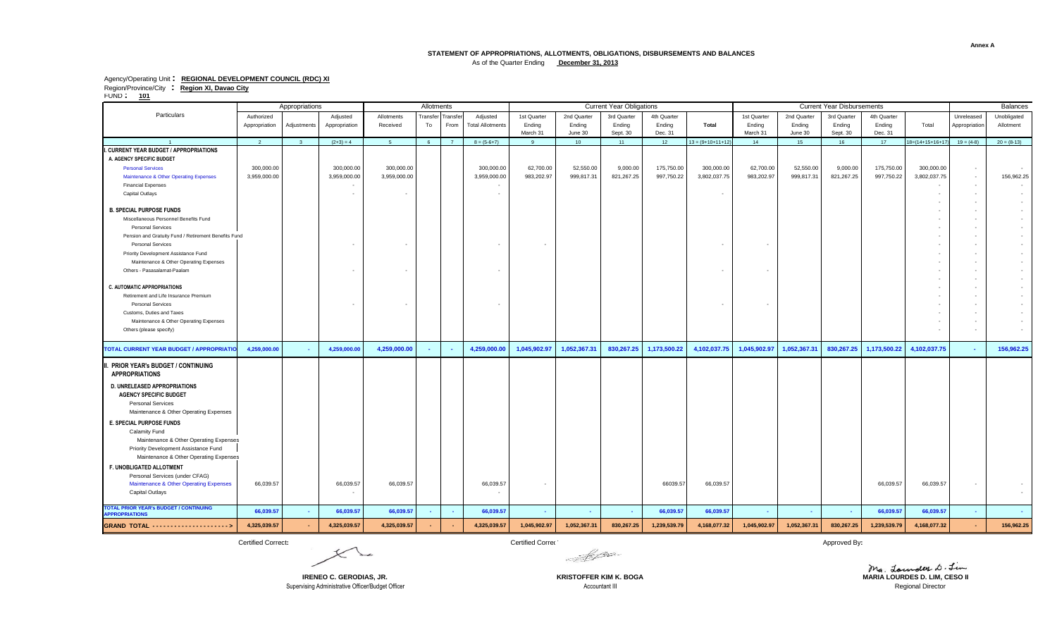Annex A

## STATEMENT OF APPROPRIATIONS, ALLOTMENTS, OBLIGATIONS, DISBURSEMENTS AND BALANCES

As of the Quarter Ending **December 31, 2013**

Agency/Operating Unit : **REGIONAL DEVELOPMENT COUNCIL (RDC) XI**
Region/Province/City : **Region XI, Davao City**
FUND : **101**

| Particulars | Appropriations | | | Allotments | | | | Current Year Obligations | | | | | Current Year Disbursements | | | | | Balances | |
|---|---|---|---|---|---|---|---|---|---|---|---|---|---|---|---|---|---|---|---|
| | Authorized Appropriation | Adjustments | Adjusted Appropriation | Allotments Received | Transfer To | Transfer From | Adjusted Total Allotments | 1st Quarter Ending March 31 | 2nd Quarter Ending June 30 | 3rd Quarter Ending Sept. 30 | 4th Quarter Ending Dec. 31 | Total | 1st Quarter Ending March 31 | 2nd Quarter Ending June 30 | 3rd Quarter Ending Sept. 30 | 4th Quarter Ending Dec. 31 | Total | Unreleased Appropriation | Unobligated Allotment |
| 1 | 2 | 3 | (2+3) = 4 | 5 | 6 | 7 | 8 = (5-6+7) | 9 | 10 | 11 | 12 | 13 = (9+10+11+12) | 14 | 15 | 16 | 17 | 18=(14+15+16+17) | 19 = (4-8) | 20 = (8-13) |
| **I. CURRENT YEAR BUDGET / APPROPRIATIONS** | | | | | | | | | | | | | | | | | | | |
| **A. AGENCY SPECIFIC BUDGET** | | | | | | | | | | | | | | | | | | | |
| Personal Services | 300,000.00 | | 300,000.00 | 300,000.00 | | | 300,000.00 | 62,700.00 | 52,550.00 | 9,000.00 | 175,750.00 | 300,000.00 | 62,700.00 | 52,550.00 | 9,000.00 | 175,750.00 | 300,000.00 | - | - |
| Maintenance & Other Operating Expenses | 3,959,000.00 | | 3,959,000.00 | 3,959,000.00 | | | 3,959,000.00 | 983,202.97 | 999,817.31 | 821,267.25 | 997,750.22 | 3,802,037.75 | 983,202.97 | 999,817.31 | 821,267.25 | 997,750.22 | 3,802,037.75 | - | 156,962.25 |
| Financial Expenses | | | - | | | | - | | | | | | | | | | - | - | - |
| Capital Outlays | | | - | - | | | - | | | | | - | | | | | - | - | - |
| | | | | | | | | | | | | | | | | | - | - | - |
| **B. SPECIAL PURPOSE FUNDS** | | | | | | | | | | | | | | | | | - | - | - |
| Miscellaneous Personnel Benefits Fund | | | | | | | | | | | | | | | | | - | - | - |
| Personal Services | | | | | | | | | | | | | | | | | - | - | - |
| Pension and Gratuity Fund / Retirement Benefits Fund | | | | | | | | | | | | | | | | | - | - | - |
| Personal Services | | | - | - | | | - | - | | | | - | - | | | | - | - | - |
| Priority Development Assistance Fund | | | | | | | | | | | | | | | | | - | - | - |
| Maintenance & Other Operating Expenses | | | | | | | | | | | | | | | | | - | - | - |
| Others - Pasasalamat-Paalam | | | - | - | | | - | | | | | - | - | | | | - | - | - |
| | | | | | | | | | | | | | | | | | - | - | - |
| **C. AUTOMATIC APPROPRIATIONS** | | | | | | | | | | | | | | | | | - | - | - |
| Retirement and Life Insurance Premium | | | | | | | | | | | | | | | | | - | - | - |
| Personal Services | | | - | - | | | - | | | | | - | - | | | | - | - | - |
| Customs, Duties and Taxes | | | | | | | | | | | | | | | | | - | - | - |
| Maintenance & Other Operating Expenses | | | | | | | | | | | | | | | | | - | - | - |
| Others (please specify) | | | | | | | | | | | | | | | | | - | - | - |
| **TOTAL CURRENT YEAR BUDGET / APPROPRIATIO** | **4,259,000.00** | **-** | **4,259,000.00** | **4,259,000.00** | **-** | **-** | **4,259,000.00** | **1,045,902.97** | **1,052,367.31** | **830,267.25** | **1,173,500.22** | **4,102,037.75** | **1,045,902.97** | **1,052,367.31** | **830,267.25** | **1,173,500.22** | **4,102,037.75** | **-** | **156,962.25** |
| **II. PRIOR YEAR's BUDGET / CONTINUING APPROPRIATIONS** | | | | | | | | | | | | | | | | | | | |
| **D. UNRELEASED APPROPRIATIONS** | | | | | | | | | | | | | | | | | | | |
| **AGENCY SPECIFIC BUDGET** | | | | | | | | | | | | | | | | | | | |
| Personal Services | | | | | | | | | | | | | | | | | | | |
| Maintenance & Other Operating Expenses | | | | | | | | | | | | | | | | | | | |
| **E. SPECIAL PURPOSE FUNDS** | | | | | | | | | | | | | | | | | | | |
| Calamity Fund | | | | | | | | | | | | | | | | | | | |
| Maintenance & Other Operating Expenses | | | | | | | | | | | | | | | | | | | |
| Priority Development Assistance Fund | | | | | | | | | | | | | | | | | | | |
| Maintenance & Other Operating Expenses | | | | | | | | | | | | | | | | | | | |
| **F. UNOBLIGATED ALLOTMENT** | | | | | | | | | | | | | | | | | | | |
| Personal Services (under CFAG) | | | | | | | | | | | | | | | | | | | |
| Maintenance & Other Operating Expenses | 66,039.57 | | 66,039.57 | 66,039.57 | | | 66,039.57 | - | | | 66039.57 | 66,039.57 | | | | 66,039.57 | 66,039.57 | - | - |
| Capital Outlays | | | - | | | | - | | | | | | | | | | | | - |
| **TOTAL PRIOR YEAR's BUDGET / CONTINUING APPROPRIATIONS** | **66,039.57** | **-** | **66,039.57** | **66,039.57** | **-** | **-** | **66,039.57** | **-** | **-** | **-** | **66,039.57** | **66,039.57** | **-** | **-** | **-** | **66,039.57** | **66,039.57** | **-** | **-** |
| **GRAND TOTAL --------------------->** | **4,325,039.57** | **-** | **4,325,039.57** | **4,325,039.57** | **-** | **-** | **4,325,039.57** | **1,045,902.97** | **1,052,367.31** | **830,267.25** | **1,239,539.79** | **4,168,077.32** | **1,045,902.97** | **1,052,367.31** | **830,267.25** | **1,239,539.79** | **4,168,077.32** | **-** | **156,962.25** |

Certified Correct:

**IRENEO C. GERODIAS, JR.**
Supervising Administrative Officer/Budget Officer

Certified Correct:

**KRISTOFFER KIM K. BOGA**
Accountant III

Approved By:

**MARIA LOURDES D. LIM, CESO II**
Regional Director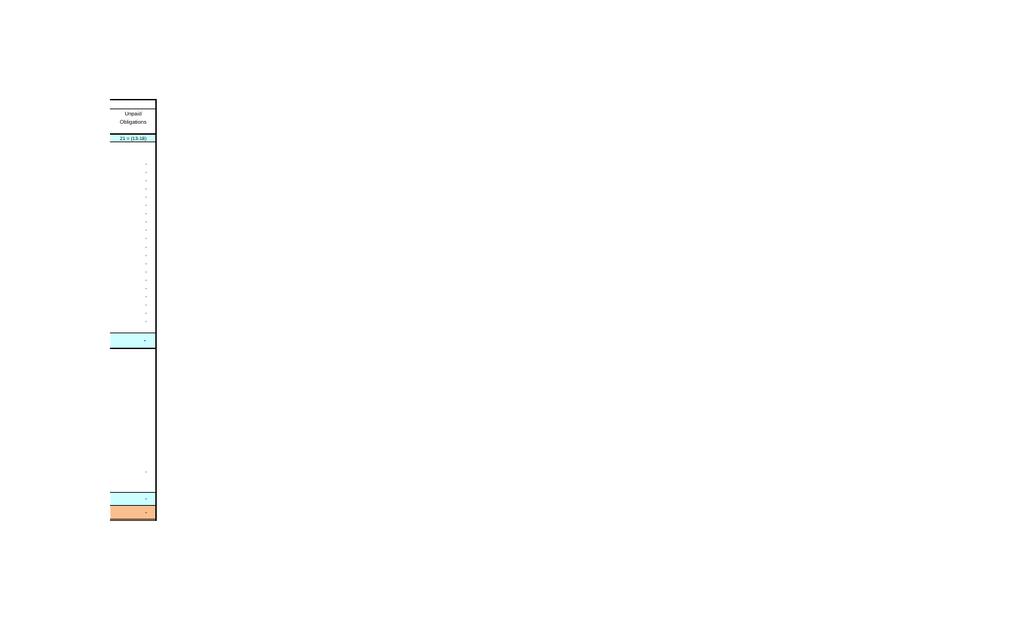| Unpaid Obligations |
| --- |
| 21 = (13-18) |
| - |
| - |
| - |
| - |
| - |
| - |
| - |
| - |
| - |
| - |
| - |
| - |
| - |
| - |
| - |
| - |
| - |
| - |
| - |
| - |
| - |
| - |
| - |
| - |